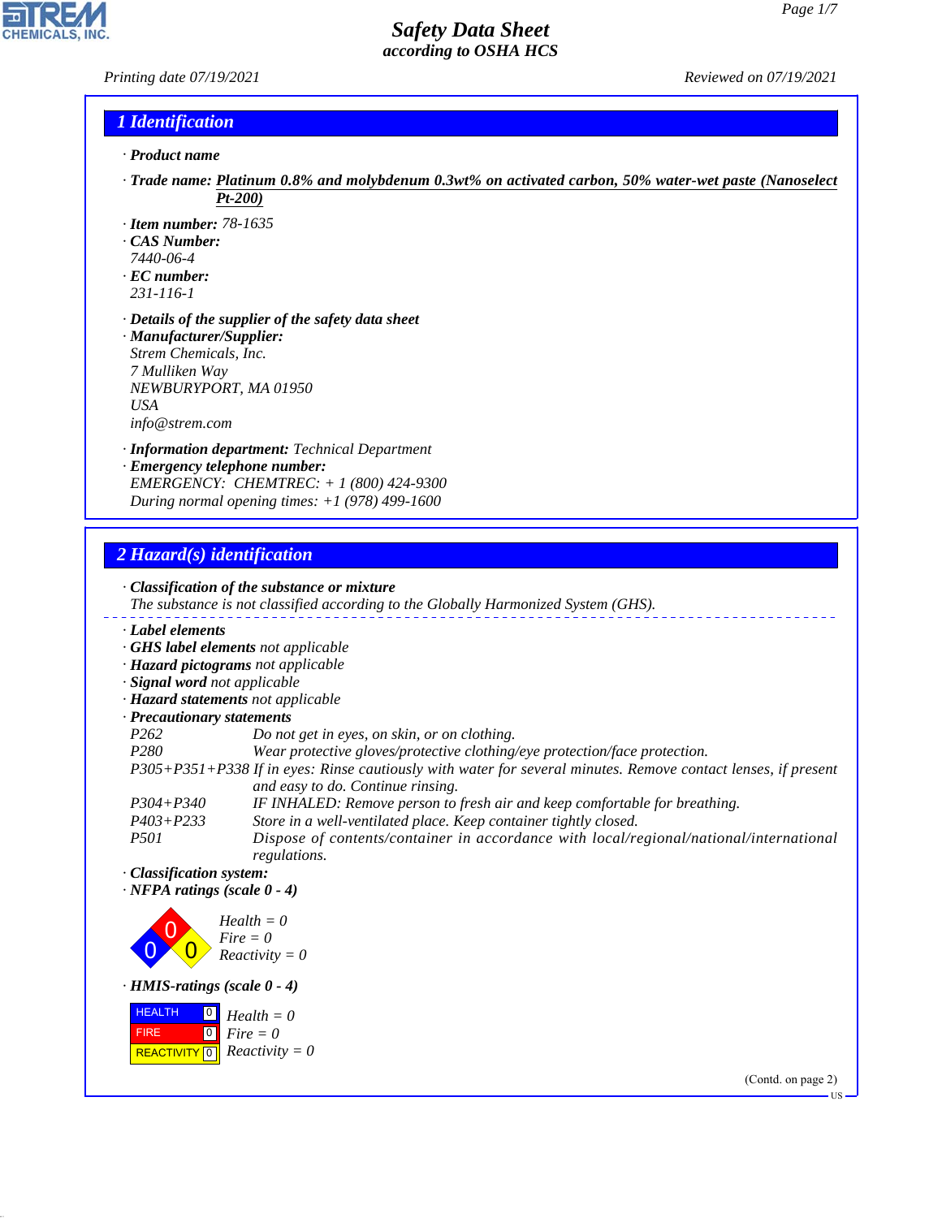# Safety Data Sheet
*according to OSHA HCS*

Printing date 07/19/2021 Reviewed on 07/19/2021

## 1 Identification

· **Product name**

· **Trade name:** **Platinum 0.8% and molybdenum 0.3wt% on activated carbon, 50% water-wet paste (Nanoselect Pt-200)**

· **Item number:** 78-1635
· **CAS Number:**
7440-06-4
· **EC number:**
231-116-1

· **Details of the supplier of the safety data sheet**
· **Manufacturer/Supplier:**
Strem Chemicals, Inc.
7 Mulliken Way
NEWBURYPORT, MA 01950
USA
info@strem.com

· **Information department:** Technical Department
· **Emergency telephone number:**
EMERGENCY: CHEMTREC: + 1 (800) 424-9300
During normal opening times: +1 (978) 499-1600

## 2 Hazard(s) identification

· **Classification of the substance or mixture**
The substance is not classified according to the Globally Harmonized System (GHS).

· **Label elements**
· **GHS label elements** not applicable
· **Hazard pictograms** not applicable
· **Signal word** not applicable
· **Hazard statements** not applicable
· **Precautionary statements**

| | |
|---|---|
| P262 | Do not get in eyes, on skin, or on clothing. |
| P280 | Wear protective gloves/protective clothing/eye protection/face protection. |
| P305+P351+P338 | If in eyes: Rinse cautiously with water for several minutes. Remove contact lenses, if present and easy to do. Continue rinsing. |
| P304+P340 | IF INHALED: Remove person to fresh air and keep comfortable for breathing. |
| P403+P233 | Store in a well-ventilated place. Keep container tightly closed. |
| P501 | Dispose of contents/container in accordance with local/regional/national/international regulations. |

· **Classification system:**
· **NFPA ratings (scale 0 - 4)**

Health = 0
Fire = 0
Reactivity = 0

· **HMIS-ratings (scale 0 - 4)**

| | | |
|---|---|---|
| HEALTH | 0 | Health = 0 |
| FIRE | 0 | Fire = 0 |
| REACTIVITY | 0 | Reactivity = 0 |

(Contd. on page 2)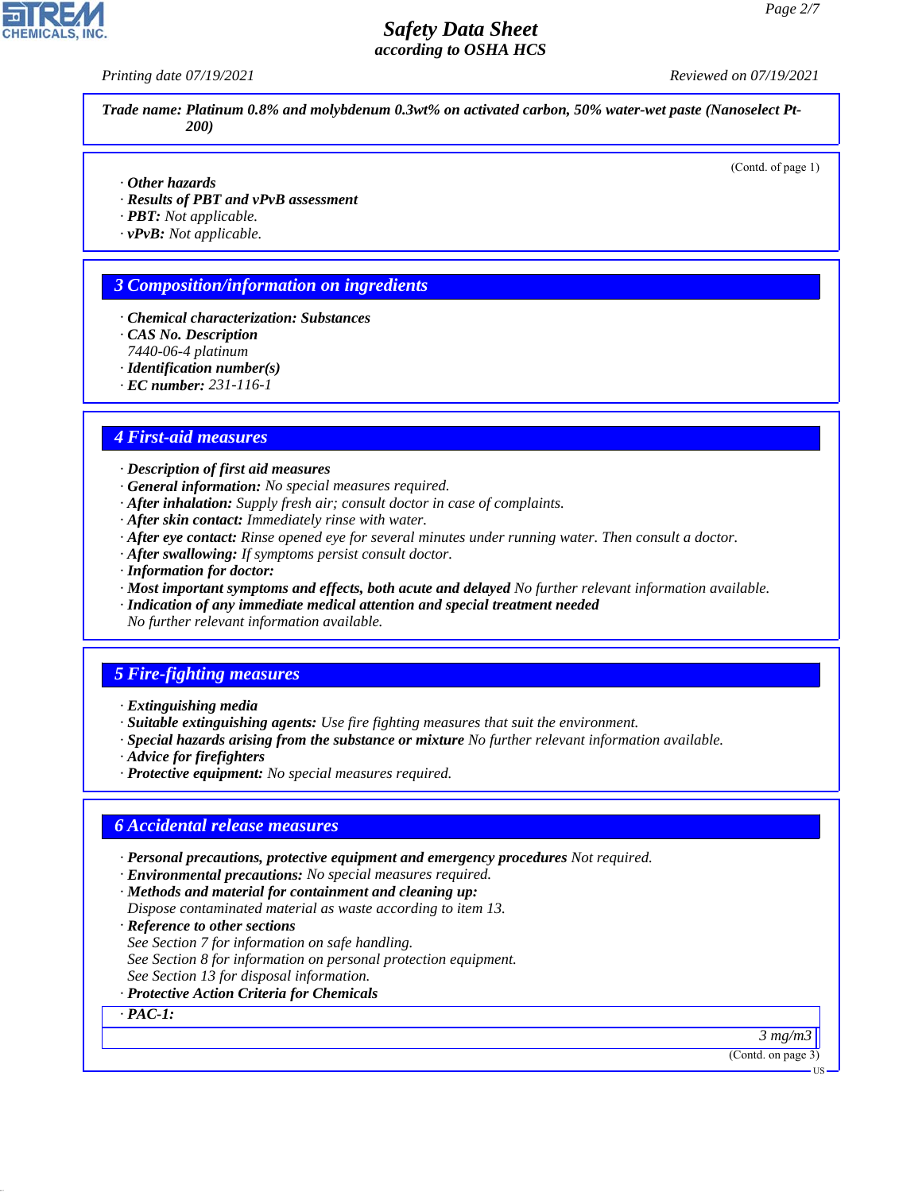**Trade name: Platinum 0.8% and molybdenum 0.3wt% on activated carbon, 50% water-wet paste (Nanoselect Pt-200)**

(Contd. of page 1)

· **Other hazards**
· **Results of PBT and vPvB assessment**
· **PBT:** Not applicable.
· **vPvB:** Not applicable.

## 3 Composition/information on ingredients

· **Chemical characterization: Substances**
· **CAS No. Description**
7440-06-4 platinum
· **Identification number(s)**
· **EC number:** 231-116-1

## 4 First-aid measures

· **Description of first aid measures**
· **General information:** No special measures required.
· **After inhalation:** Supply fresh air; consult doctor in case of complaints.
· **After skin contact:** Immediately rinse with water.
· **After eye contact:** Rinse opened eye for several minutes under running water. Then consult a doctor.
· **After swallowing:** If symptoms persist consult doctor.
· **Information for doctor:**
· **Most important symptoms and effects, both acute and delayed** No further relevant information available.
· **Indication of any immediate medical attention and special treatment needed**
No further relevant information available.

## 5 Fire-fighting measures

· **Extinguishing media**
· **Suitable extinguishing agents:** Use fire fighting measures that suit the environment.
· **Special hazards arising from the substance or mixture** No further relevant information available.
· **Advice for firefighters**
· **Protective equipment:** No special measures required.

## 6 Accidental release measures

· **Personal precautions, protective equipment and emergency procedures** Not required.
· **Environmental precautions:** No special measures required.
· **Methods and material for containment and cleaning up:**
Dispose contaminated material as waste according to item 13.
· **Reference to other sections**
See Section 7 for information on safe handling.
See Section 8 for information on personal protection equipment.
See Section 13 for disposal information.
· **Protective Action Criteria for Chemicals**

| · **PAC-1:** |
|---|
| 3 mg/m3 |

(Contd. on page 3)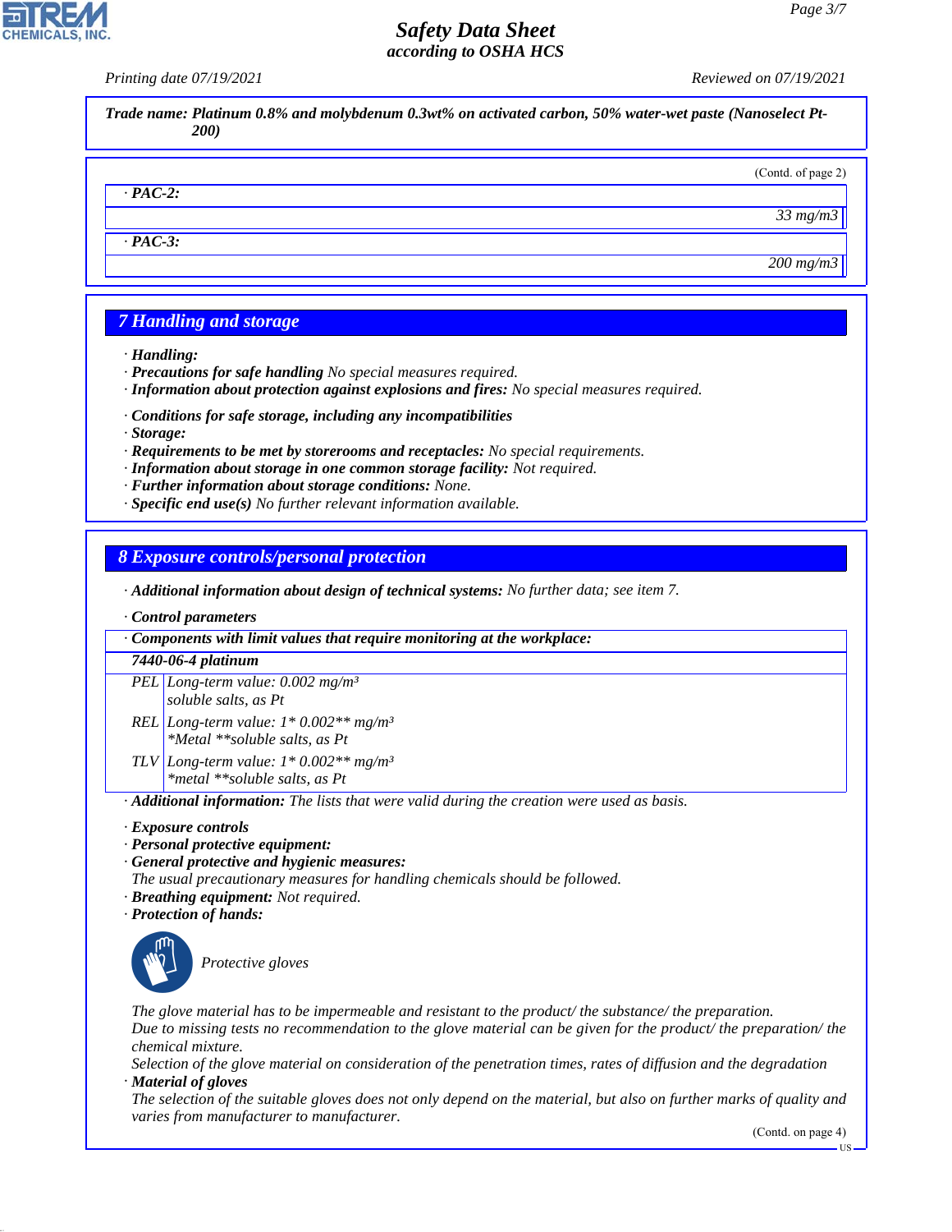Trade name: Platinum 0.8% and molybdenum 0.3wt% on activated carbon, 50% water-wet paste (Nanoselect Pt-200)

(Contd. of page 2)

| · PAC-2: |
|---|
| 33 mg/m3 |
| · PAC-3: |
| 200 mg/m3 |

## 7 Handling and storage

- · **Handling:**
- · **Precautions for safe handling** No special measures required.
- · **Information about protection against explosions and fires:** No special measures required.
- · **Conditions for safe storage, including any incompatibilities**
- · **Storage:**
- · **Requirements to be met by storerooms and receptacles:** No special requirements.
- · **Information about storage in one common storage facility:** Not required.
- · **Further information about storage conditions:** None.
- · **Specific end use(s)** No further relevant information available.

## 8 Exposure controls/personal protection

- · **Additional information about design of technical systems:** No further data; see item 7.
- · **Control parameters**

| · Components with limit values that require monitoring at the workplace: | |
|---|---|
| **7440-06-4 platinum** | |
| PEL | Long-term value: 0.002 mg/m³ soluble salts, as Pt |
| REL | Long-term value: 1* 0.002** mg/m³ *Metal **soluble salts, as Pt |
| TLV | Long-term value: 1* 0.002** mg/m³ *metal **soluble salts, as Pt |

- · **Additional information:** The lists that were valid during the creation were used as basis.
- · **Exposure controls**
- · **Personal protective equipment:**
- · **General protective and hygienic measures:**
  The usual precautionary measures for handling chemicals should be followed.
- · **Breathing equipment:** Not required.
- · **Protection of hands:**

Protective gloves

The glove material has to be impermeable and resistant to the product/ the substance/ the preparation.
Due to missing tests no recommendation to the glove material can be given for the product/ the preparation/ the chemical mixture.
Selection of the glove material on consideration of the penetration times, rates of diffusion and the degradation

- · **Material of gloves**
  The selection of the suitable gloves does not only depend on the material, but also on further marks of quality and varies from manufacturer to manufacturer.

(Contd. on page 4)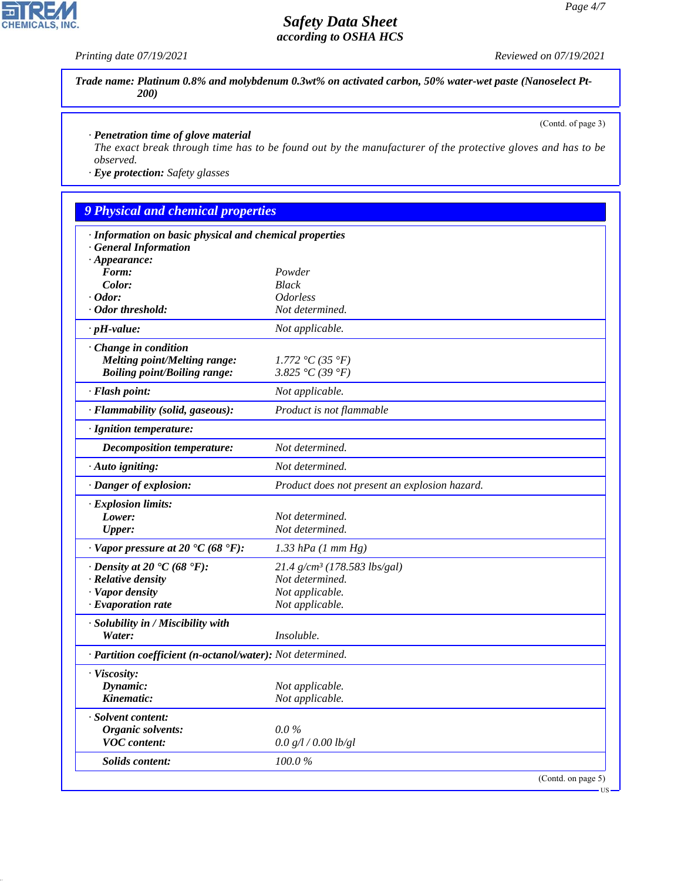**Trade name: Platinum 0.8% and molybdenum 0.3wt% on activated carbon, 50% water-wet paste (Nanoselect Pt-200)**

(Contd. of page 3)

· **Penetration time of glove material**
The exact break through time has to be found out by the manufacturer of the protective gloves and has to be observed.
· **Eye protection:** Safety glasses

## 9 Physical and chemical properties

· **Information on basic physical and chemical properties**
· **General Information**
· **Appearance:**

| | |
|---|---|
| **Form:** | Powder |
| **Color:** | Black |
| · **Odor:** | Odorless |
| · **Odor threshold:** | Not determined. |
| · **pH-value:** | Not applicable. |
| · **Change in condition** | |
| **Melting point/Melting range:** | 1.772 °C (35 °F) |
| **Boiling point/Boiling range:** | 3.825 °C (39 °F) |
| · **Flash point:** | Not applicable. |
| · **Flammability (solid, gaseous):** | Product is not flammable |
| · **Ignition temperature:** | |
| **Decomposition temperature:** | Not determined. |
| · **Auto igniting:** | Not determined. |
| · **Danger of explosion:** | Product does not present an explosion hazard. |
| · **Explosion limits:** | |
| **Lower:** | Not determined. |
| **Upper:** | Not determined. |
| · **Vapor pressure at 20 °C (68 °F):** | 1.33 hPa (1 mm Hg) |
| · **Density at 20 °C (68 °F):** | 21.4 g/cm³ (178.583 lbs/gal) |
| · **Relative density** | Not determined. |
| · **Vapor density** | Not applicable. |
| · **Evaporation rate** | Not applicable. |
| · **Solubility in / Miscibility with** | |
| **Water:** | Insoluble. |
| · **Partition coefficient (n-octanol/water):** | Not determined. |
| · **Viscosity:** | |
| **Dynamic:** | Not applicable. |
| **Kinematic:** | Not applicable. |
| · **Solvent content:** | |
| **Organic solvents:** | 0.0 % |
| **VOC content:** | 0.0 g/l / 0.00 lb/gl |
| **Solids content:** | 100.0 % |

(Contd. on page 5)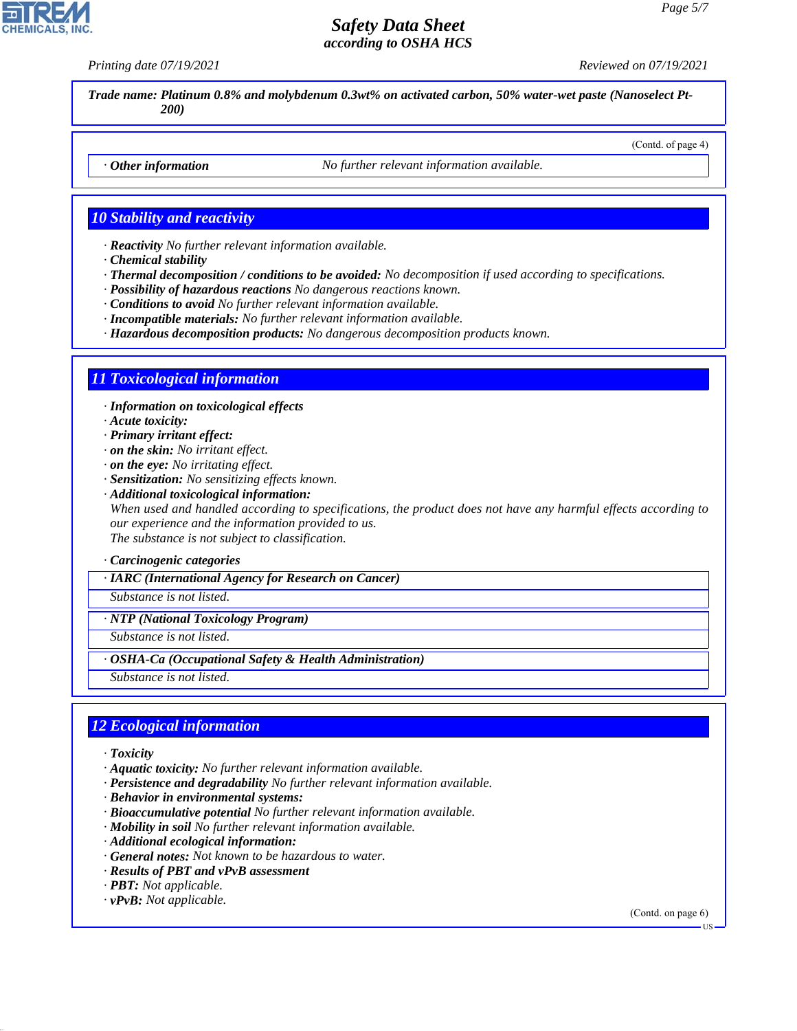*Trade name: Platinum 0.8% and molybdenum 0.3wt% on activated carbon, 50% water-wet paste (Nanoselect Pt-200)*

(Contd. of page 4)

· **Other information** No further relevant information available.

## 10 Stability and reactivity

· **Reactivity** No further relevant information available.
· **Chemical stability**
· **Thermal decomposition / conditions to be avoided:** No decomposition if used according to specifications.
· **Possibility of hazardous reactions** No dangerous reactions known.
· **Conditions to avoid** No further relevant information available.
· **Incompatible materials:** No further relevant information available.
· **Hazardous decomposition products:** No dangerous decomposition products known.

## 11 Toxicological information

· **Information on toxicological effects**
· **Acute toxicity:**
· **Primary irritant effect:**
· **on the skin:** No irritant effect.
· **on the eye:** No irritating effect.
· **Sensitization:** No sensitizing effects known.
· **Additional toxicological information:**
When used and handled according to specifications, the product does not have any harmful effects according to our experience and the information provided to us.
The substance is not subject to classification.

· **Carcinogenic categories**

· **IARC (International Agency for Research on Cancer)**
Substance is not listed.

· **NTP (National Toxicology Program)**
Substance is not listed.

· **OSHA-Ca (Occupational Safety & Health Administration)**
Substance is not listed.

## 12 Ecological information

· **Toxicity**
· **Aquatic toxicity:** No further relevant information available.
· **Persistence and degradability** No further relevant information available.
· **Behavior in environmental systems:**
· **Bioaccumulative potential** No further relevant information available.
· **Mobility in soil** No further relevant information available.
· **Additional ecological information:**
· **General notes:** Not known to be hazardous to water.
· **Results of PBT and vPvB assessment**
· **PBT:** Not applicable.
· **vPvB:** Not applicable.

(Contd. on page 6)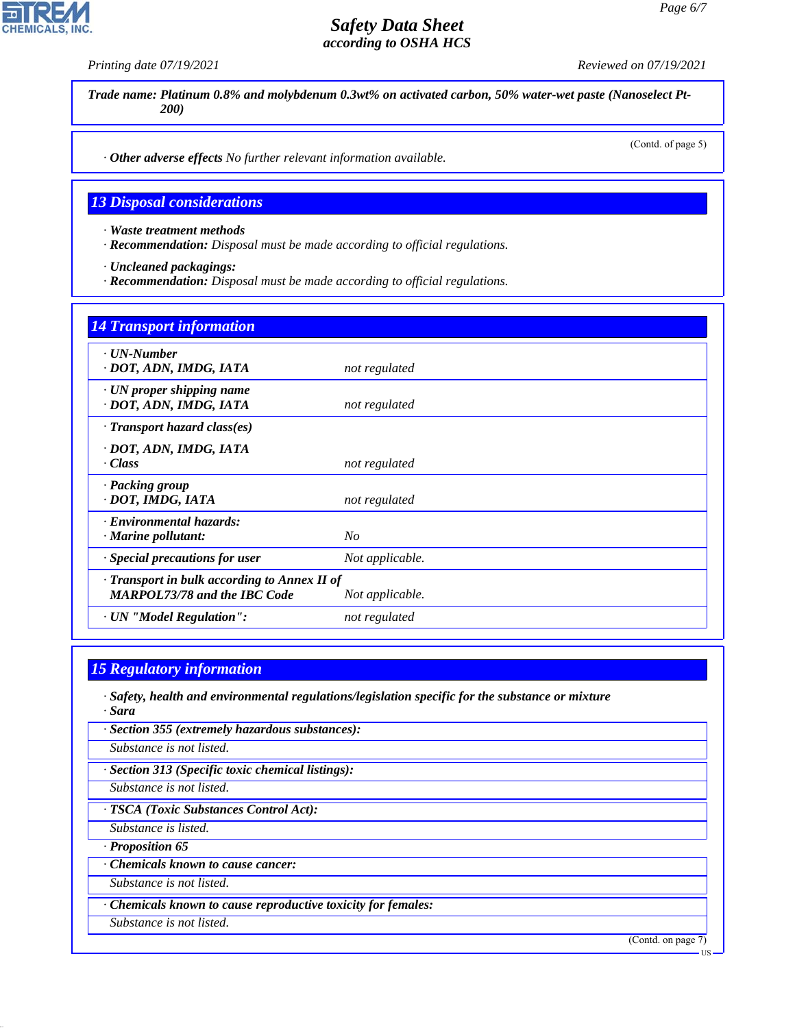**Trade name: Platinum 0.8% and molybdenum 0.3wt% on activated carbon, 50% water-wet paste (Nanoselect Pt-200)**

(Contd. of page 5)

· **Other adverse effects** No further relevant information available.

## 13 Disposal considerations

· **Waste treatment methods**
· **Recommendation:** Disposal must be made according to official regulations.

· **Uncleaned packagings:**
· **Recommendation:** Disposal must be made according to official regulations.

## 14 Transport information

| | |
|---|---|
| · **UN-Number** · **DOT, ADN, IMDG, IATA** | not regulated |
| · **UN proper shipping name** · **DOT, ADN, IMDG, IATA** | not regulated |
| · **Transport hazard class(es)** · **DOT, ADN, IMDG, IATA** · **Class** | not regulated |
| · **Packing group** · **DOT, IMDG, IATA** | not regulated |
| · **Environmental hazards:** · **Marine pollutant:** | No |
| · **Special precautions for user** | Not applicable. |
| · **Transport in bulk according to Annex II of MARPOL73/78 and the IBC Code** | Not applicable. |
| · **UN "Model Regulation":** | not regulated |

## 15 Regulatory information

· **Safety, health and environmental regulations/legislation specific for the substance or mixture**
· **Sara**

· **Section 355 (extremely hazardous substances):**
Substance is not listed.

· **Section 313 (Specific toxic chemical listings):**
Substance is not listed.

· **TSCA (Toxic Substances Control Act):**
Substance is listed.

· **Proposition 65**

· **Chemicals known to cause cancer:**
Substance is not listed.

· **Chemicals known to cause reproductive toxicity for females:**
Substance is not listed.

(Contd. on page 7)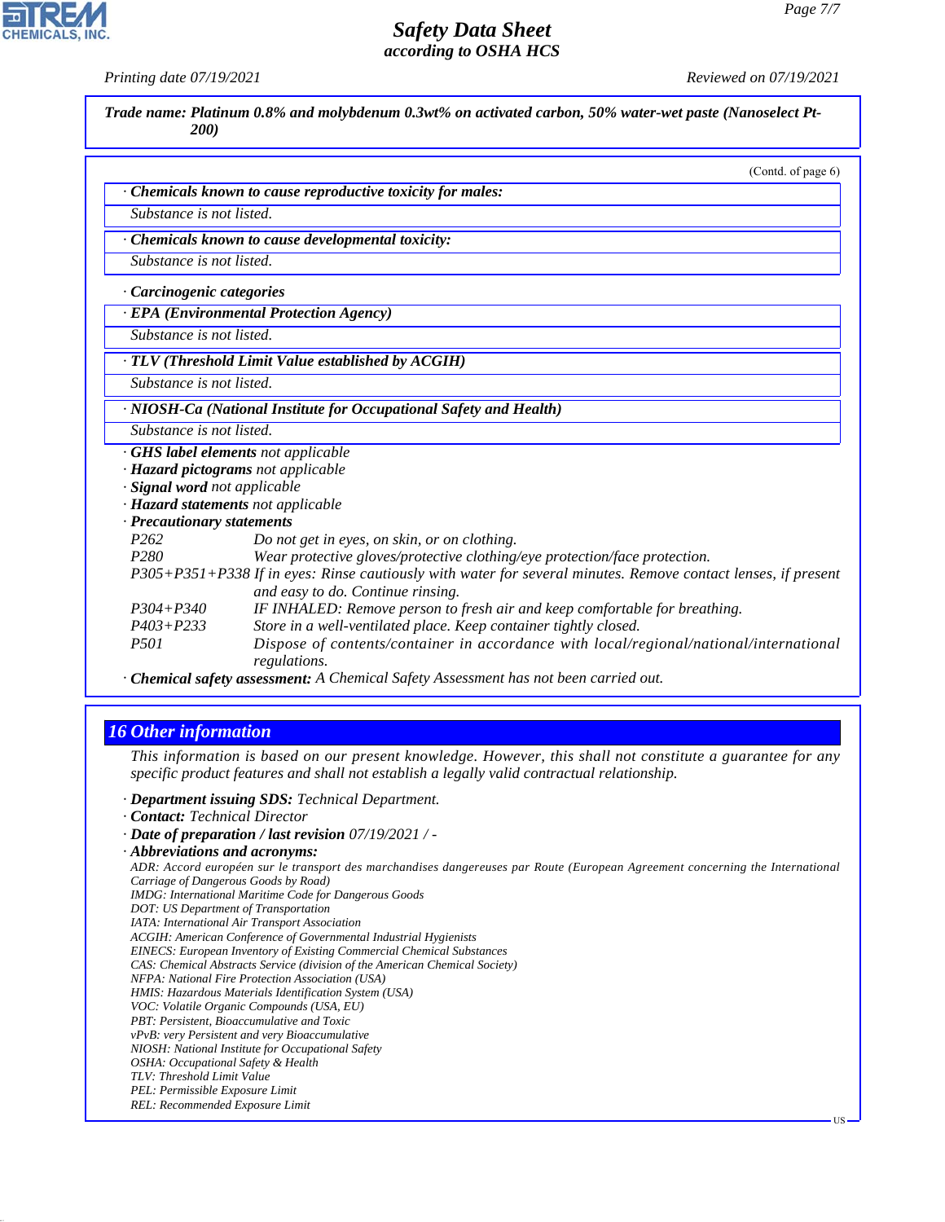**Trade name: Platinum 0.8% and molybdenum 0.3wt% on activated carbon, 50% water-wet paste (Nanoselect Pt-200)**

(Contd. of page 6)

· **Chemicals known to cause reproductive toxicity for males:**

Substance is not listed.

· **Chemicals known to cause developmental toxicity:**

Substance is not listed.

· **Carcinogenic categories**

· **EPA (Environmental Protection Agency)**

Substance is not listed.

· **TLV (Threshold Limit Value established by ACGIH)**

Substance is not listed.

· **NIOSH-Ca (National Institute for Occupational Safety and Health)**

Substance is not listed.

· **GHS label elements** not applicable
· **Hazard pictograms** not applicable
· **Signal word** not applicable
· **Hazard statements** not applicable
· **Precautionary statements**

| | |
|---|---|
| P262 | Do not get in eyes, on skin, or on clothing. |
| P280 | Wear protective gloves/protective clothing/eye protection/face protection. |
| P305+P351+P338 | If in eyes: Rinse cautiously with water for several minutes. Remove contact lenses, if present and easy to do. Continue rinsing. |
| P304+P340 | IF INHALED: Remove person to fresh air and keep comfortable for breathing. |
| P403+P233 | Store in a well-ventilated place. Keep container tightly closed. |
| P501 | Dispose of contents/container in accordance with local/regional/national/international regulations. |

· **Chemical safety assessment:** A Chemical Safety Assessment has not been carried out.

## 16 Other information

This information is based on our present knowledge. However, this shall not constitute a guarantee for any specific product features and shall not establish a legally valid contractual relationship.

· **Department issuing SDS:** Technical Department.
· **Contact:** Technical Director
· **Date of preparation / last revision** 07/19/2021 / -
· **Abbreviations and acronyms:**

ADR: Accord européen sur le transport des marchandises dangereuses par Route (European Agreement concerning the International Carriage of Dangerous Goods by Road)
IMDG: International Maritime Code for Dangerous Goods
DOT: US Department of Transportation
IATA: International Air Transport Association
ACGIH: American Conference of Governmental Industrial Hygienists
EINECS: European Inventory of Existing Commercial Chemical Substances
CAS: Chemical Abstracts Service (division of the American Chemical Society)
NFPA: National Fire Protection Association (USA)
HMIS: Hazardous Materials Identification System (USA)
VOC: Volatile Organic Compounds (USA, EU)
PBT: Persistent, Bioaccumulative and Toxic
vPvB: very Persistent and very Bioaccumulative
NIOSH: National Institute for Occupational Safety
OSHA: Occupational Safety & Health
TLV: Threshold Limit Value
PEL: Permissible Exposure Limit
REL: Recommended Exposure Limit